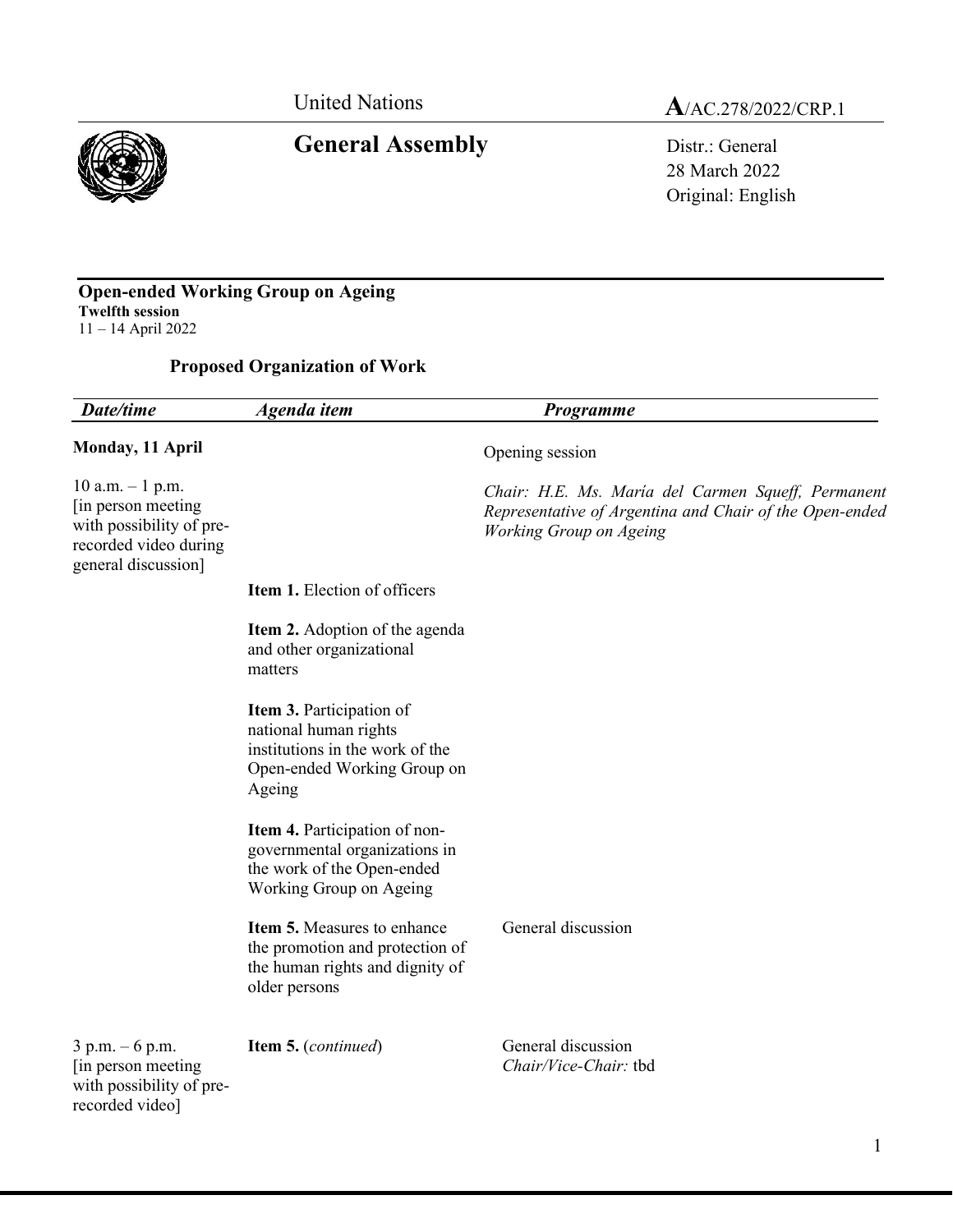United Nations

**A**/AC.278/2022/CRP.1

# General Assembly

Distr.: General
28 March 2022
Original: English

**Open-ended Working Group on Ageing**
**Twelfth session**
11 – 14 April 2022

## Proposed Organization of Work

| *Date/time* | *Agenda item* | *Programme* |
|---|---|---|
| **Monday, 11 April** | | Opening session |
| 10 a.m. – 1 p.m. [in person meeting with possibility of pre-recorded video during general discussion] | | *Chair: H.E. Ms. María del Carmen Squeff, Permanent Representative of Argentina and Chair of the Open-ended Working Group on Ageing* |
| | **Item 1.** Election of officers | |
| | **Item 2.** Adoption of the agenda and other organizational matters | |
| | **Item 3.** Participation of national human rights institutions in the work of the Open-ended Working Group on Ageing | |
| | **Item 4.** Participation of non-governmental organizations in the work of the Open-ended Working Group on Ageing | |
| | **Item 5.** Measures to enhance the promotion and protection of the human rights and dignity of older persons | General discussion |
| 3 p.m. – 6 p.m. [in person meeting with possibility of pre-recorded video] | **Item 5.** (*continued*) | General discussion *Chair/Vice-Chair:* tbd |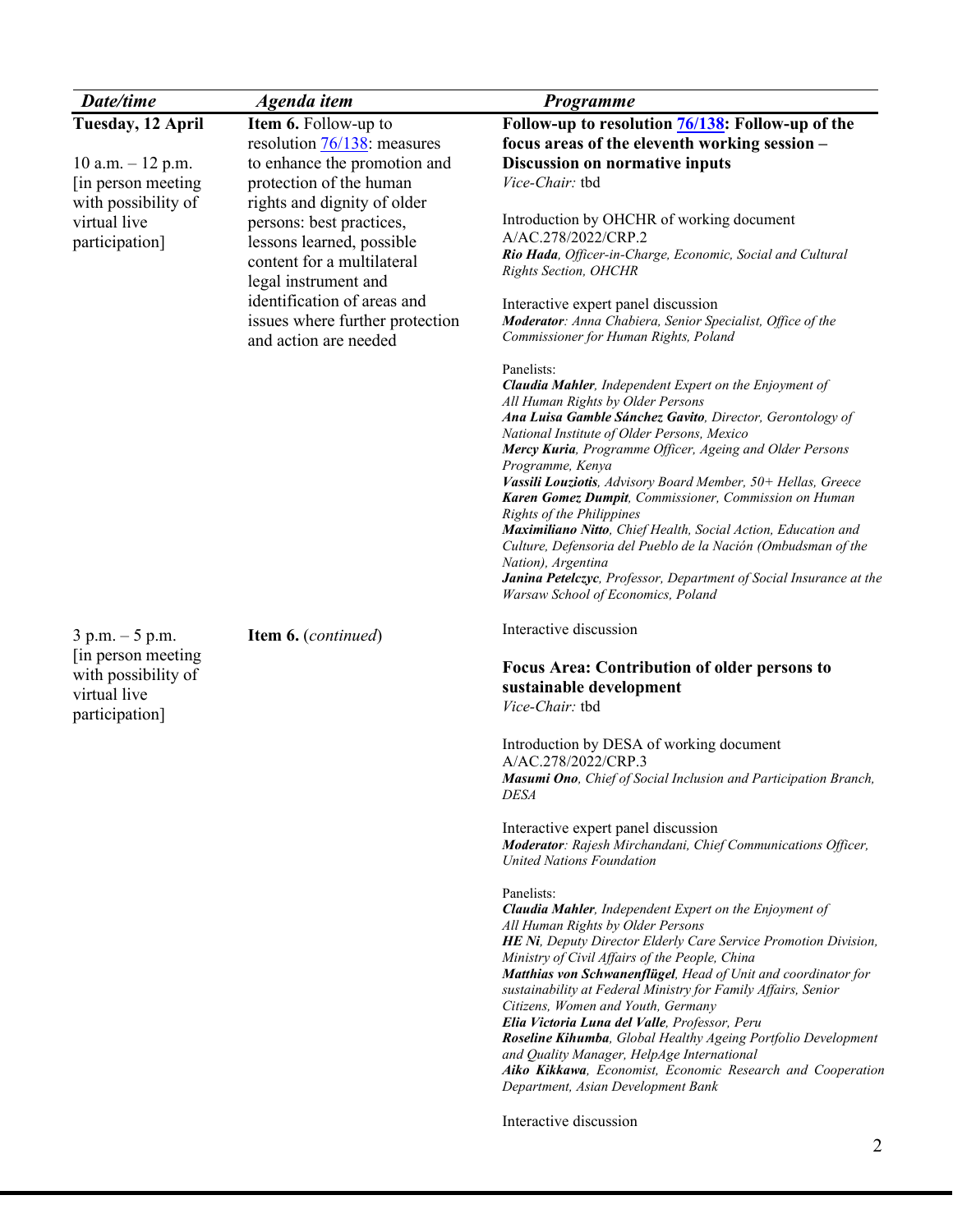| Date/time | Agenda item | Programme |
|---|---|---|
| **Tuesday, 12 April**<br><br>10 a.m. – 12 p.m.<br>[in person meeting with possibility of virtual live participation] | **Item 6.** Follow-up to resolution 76/138: measures to enhance the promotion and protection of the human rights and dignity of older persons: best practices, lessons learned, possible content for a multilateral legal instrument and identification of areas and issues where further protection and action are needed | **Follow-up to resolution 76/138: Follow-up of the focus areas of the eleventh working session – Discussion on normative inputs**<br>*Vice-Chair:* tbd<br><br>Introduction by OHCHR of working document A/AC.278/2022/CRP.2<br>***Rio Hada**, Officer-in-Charge, Economic, Social and Cultural Rights Section, OHCHR*<br><br>Interactive expert panel discussion<br>***Moderator**: Anna Chabiera, Senior Specialist, Office of the Commissioner for Human Rights, Poland*<br><br>Panelists:<br>***Claudia Mahler**, Independent Expert on the Enjoyment of All Human Rights by Older Persons*<br>***Ana Luisa Gamble Sánchez Gavito**, Director, Gerontology of National Institute of Older Persons, Mexico*<br>***Mercy Kuria**, Programme Officer, Ageing and Older Persons Programme, Kenya*<br>***Vassili Louziotis**, Advisory Board Member, 50+ Hellas, Greece*<br>***Karen Gomez Dumpit**, Commissioner, Commission on Human Rights of the Philippines*<br>***Maximiliano Nitto**, Chief Health, Social Action, Education and Culture, Defensoria del Pueblo de la Nación (Ombudsman of the Nation), Argentina*<br>***Janina Petelczyc**, Professor, Department of Social Insurance at the Warsaw School of Economics, Poland*<br><br>Interactive discussion |
| 3 p.m. – 5 p.m.<br>[in person meeting with possibility of virtual live participation] | **Item 6.** (*continued*) | **Focus Area: Contribution of older persons to sustainable development**<br>*Vice-Chair:* tbd<br><br>Introduction by DESA of working document A/AC.278/2022/CRP.3<br>***Masumi Ono**, Chief of Social Inclusion and Participation Branch, DESA*<br><br>Interactive expert panel discussion<br>***Moderator**: Rajesh Mirchandani, Chief Communications Officer, United Nations Foundation*<br><br>Panelists:<br>***Claudia Mahler**, Independent Expert on the Enjoyment of All Human Rights by Older Persons*<br>***HE Ni**, Deputy Director Elderly Care Service Promotion Division, Ministry of Civil Affairs of the People, China*<br>***Matthias von Schwanenflügel**, Head of Unit and coordinator for sustainability at Federal Ministry for Family Affairs, Senior Citizens, Women and Youth, Germany*<br>***Elia Victoria Luna del Valle**, Professor, Peru*<br>***Roseline Kihumba**, Global Healthy Ageing Portfolio Development and Quality Manager, HelpAge International*<br>***Aiko Kikkawa**, Economist, Economic Research and Cooperation Department, Asian Development Bank*<br><br>Interactive discussion |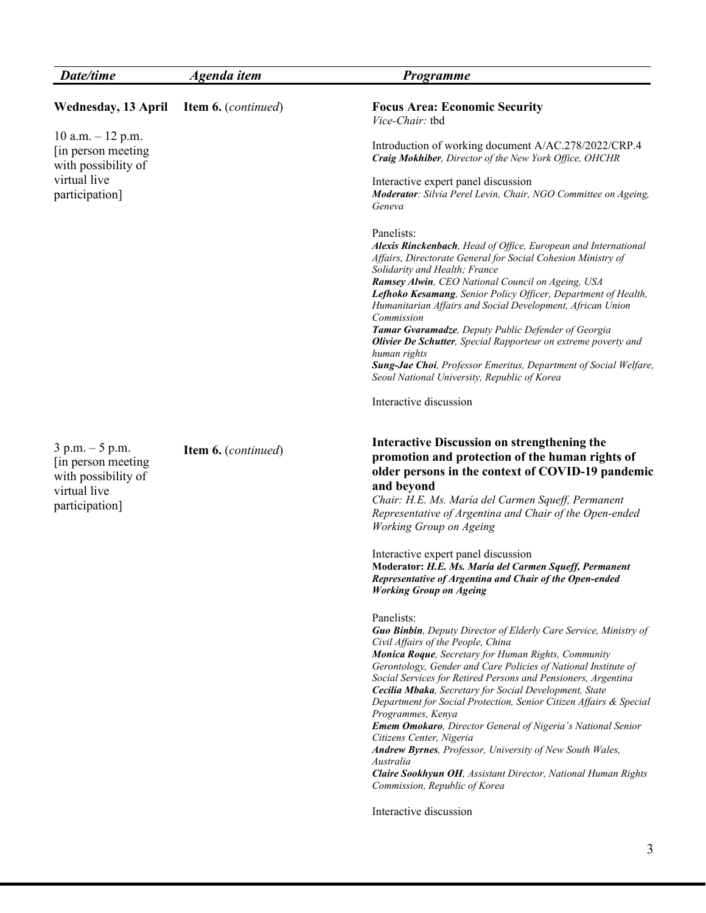| *Date/time* | *Agenda item* | *Programme* |
|---|---|---|
| **Wednesday, 13 April**<br><br>10 a.m. – 12 p.m.<br>[in person meeting with possibility of virtual live participation] | **Item 6.** (*continued*) | **Focus Area: Economic Security**<br>*Vice-Chair:* tbd<br><br>Introduction of working document A/AC.278/2022/CRP.4<br>***Craig Mokhiber**, Director of the New York Office, OHCHR*<br><br>Interactive expert panel discussion<br>***Moderator**: Silvia Perel Levin, Chair, NGO Committee on Ageing, Geneva*<br><br>Panelists:<br>***Alexis Rinckenbach**, Head of Office, European and International Affairs, Directorate General for Social Cohesion Ministry of Solidarity and Health; France*<br>***Ramsey Alwin**, CEO National Council on Ageing, USA*<br>***Lefhoko Kesamang**, Senior Policy Officer, Department of Health, Humanitarian Affairs and Social Development, African Union Commission*<br>***Tamar Gvaramadze**, Deputy Public Defender of Georgia*<br>***Olivier De Schutter**, Special Rapporteur on extreme poverty and human rights*<br>***Sung-Jae Choi**, Professor Emeritus, Department of Social Welfare, Seoul National University, Republic of Korea*<br><br>Interactive discussion |
| 3 p.m. – 5 p.m.<br>[in person meeting with possibility of virtual live participation] | **Item 6.** (*continued*) | **Interactive Discussion on strengthening the promotion and protection of the human rights of older persons in the context of COVID-19 pandemic and beyond**<br>*Chair: H.E. Ms. María del Carmen Squeff, Permanent Representative of Argentina and Chair of the Open-ended Working Group on Ageing*<br><br>Interactive expert panel discussion<br>**Moderator: *H.E. Ms. María del Carmen Squeff, Permanent Representative of Argentina and Chair of the Open-ended Working Group on Ageing***<br><br>Panelists:<br>***Guo Binbin**, Deputy Director of Elderly Care Service, Ministry of Civil Affairs of the People, China*<br>***Monica Roque**, Secretary for Human Rights, Community Gerontology, Gender and Care Policies of National Institute of Social Services for Retired Persons and Pensioners, Argentina*<br>***Cecilia Mbaka**, Secretary for Social Development, State Department for Social Protection, Senior Citizen Affairs & Special Programmes, Kenya*<br>***Emem Omokaro**, Director General of Nigeria's National Senior Citizens Center, Nigeria*<br>***Andrew Byrnes**, Professor, University of New South Wales, Australia*<br>***Claire Sookhyun OH**, Assistant Director, National Human Rights Commission, Republic of Korea*<br><br>Interactive discussion |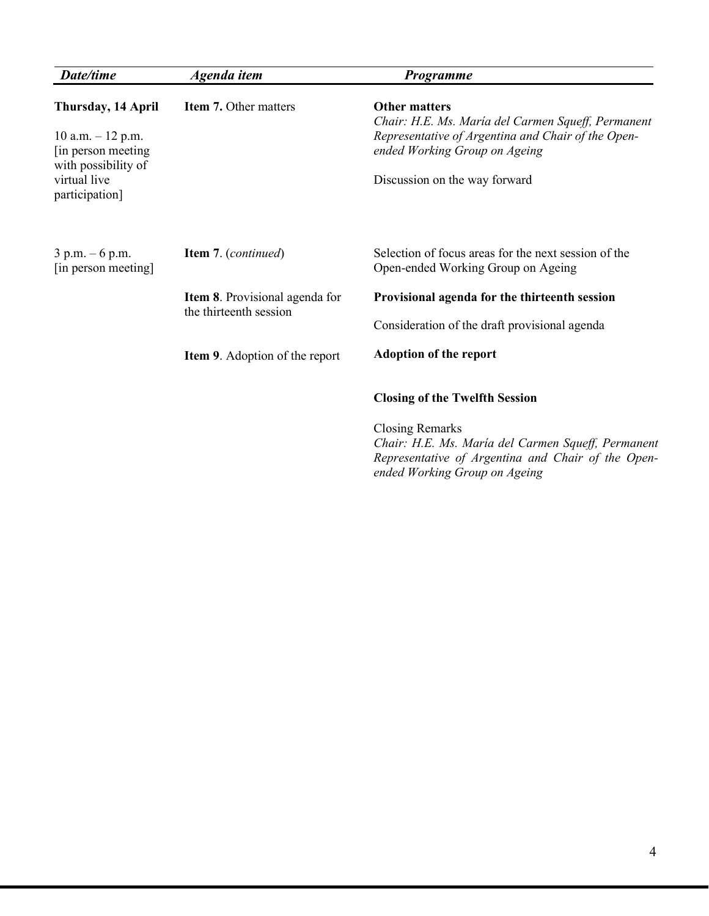| *Date/time* | *Agenda item* | *Programme* |
|---|---|---|
| **Thursday, 14 April**<br><br>10 a.m. – 12 p.m.<br>[in person meeting with possibility of virtual live participation] | **Item 7.** Other matters | **Other matters**<br>*Chair: H.E. Ms. María del Carmen Squeff, Permanent Representative of Argentina and Chair of the Open-ended Working Group on Ageing*<br><br>Discussion on the way forward |
| 3 p.m. – 6 p.m.<br>[in person meeting] | **Item 7**. (*continued*) | Selection of focus areas for the next session of the Open-ended Working Group on Ageing |
| | **Item 8**. Provisional agenda for the thirteenth session | **Provisional agenda for the thirteenth session**<br><br>Consideration of the draft provisional agenda |
| | **Item 9**. Adoption of the report | **Adoption of the report** |
| | | **Closing of the Twelfth Session**<br><br>Closing Remarks<br>*Chair: H.E. Ms. María del Carmen Squeff, Permanent Representative of Argentina and Chair of the Open-ended Working Group on Ageing* |